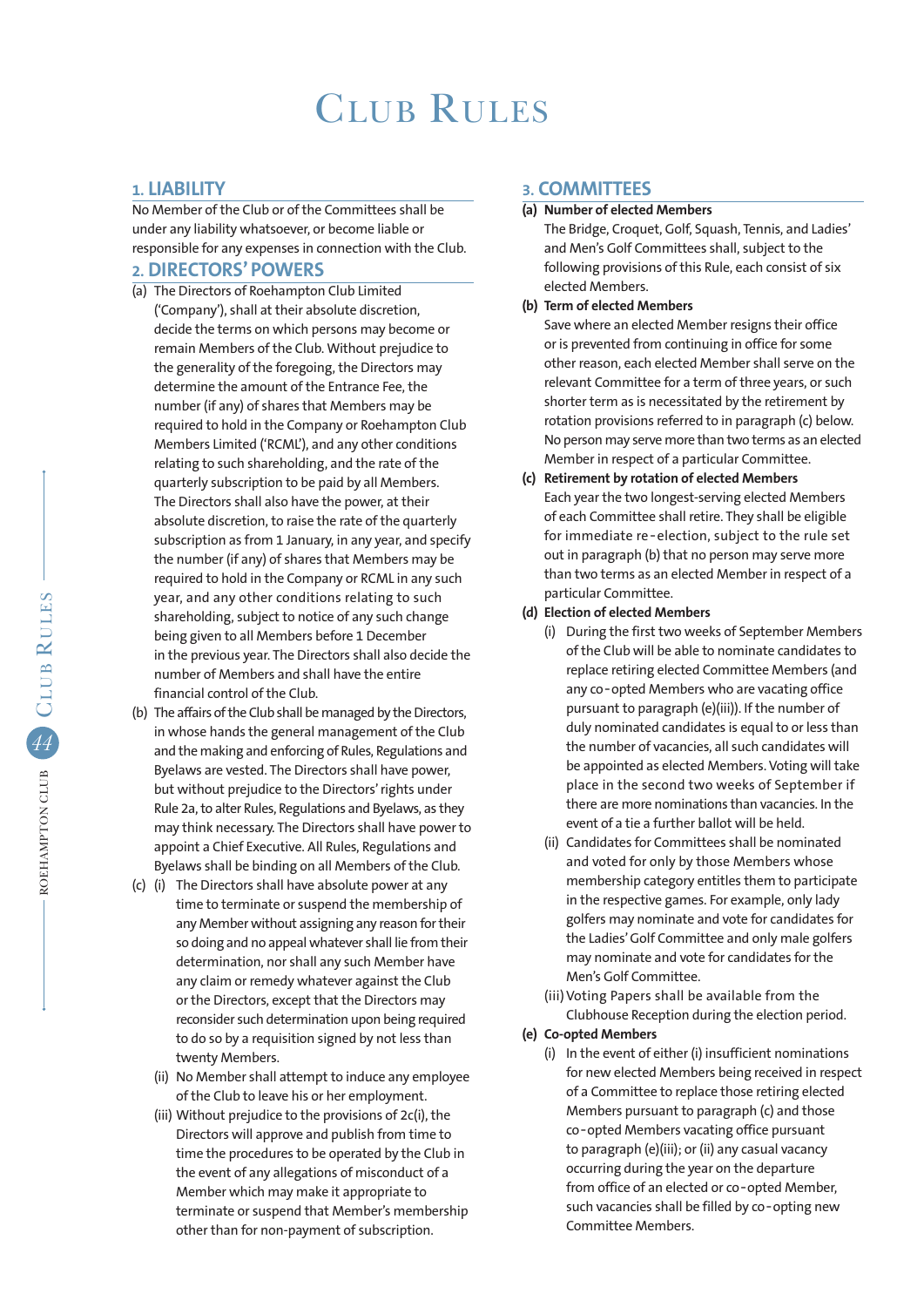# Club Rules

## 1. LIABILITY

No Member of the Club or of the Committees shall be under any liability whatsoever, or become liable or responsible for any expenses in connection with the Club.

## 2. DIRECTORS' POWERS

(a) The Directors of Roehampton Club Limited ('Company'), shall at their absolute discretion, decide the terms on which persons may become or remain Members of the Club. Without prejudice to the generality of the foregoing, the Directors may determine the amount of the Entrance Fee, the number (if any) of shares that Members may be required to hold in the Company or Roehampton Club Members Limited ('RCML'), and any other conditions relating to such shareholding, and the rate of the quarterly subscription to be paid by all Members. The Directors shall also have the power, at their absolute discretion, to raise the rate of the quarterly subscription as from 1 January, in any year, and specify the number (if any) of shares that Members may be required to hold in the Company or RCML in any such year, and any other conditions relating to such shareholding, subject to notice of any such change being given to all Members before 1 December in the previous year. The Directors shall also decide the number of Members and shall have the entire financial control of the Club.

(b) The affairs of the Club shall be managed by the Directors, in whose hands the general management of the Club and the making and enforcing of Rules, Regulations and Byelaws are vested. The Directors shall have power, but without prejudice to the Directors' rights under Rule 2a, to alter Rules, Regulations and Byelaws, as they may think necessary. The Directors shall have power to appoint a Chief Executive. All Rules, Regulations and Byelaws shall be binding on all Members of the Club.

(c) (i) The Directors shall have absolute power at any time to terminate or suspend the membership of any Member without assigning any reason for their so doing and no appeal whatever shall lie from their determination, nor shall any such Member have any claim or remedy whatever against the Club or the Directors, except that the Directors may reconsider such determination upon being required to do so by a requisition signed by not less than twenty Members.

(ii) No Member shall attempt to induce any employee of the Club to leave his or her employment.

(iii) Without prejudice to the provisions of 2c(i), the Directors will approve and publish from time to time the procedures to be operated by the Club in the event of any allegations of misconduct of a Member which may make it appropriate to terminate or suspend that Member's membership other than for non-payment of subscription.

## 3. COMMITTEES

**(a) Number of elected Members**

The Bridge, Croquet, Golf, Squash, Tennis, and Ladies' and Men's Golf Committees shall, subject to the following provisions of this Rule, each consist of six elected Members.

**(b) Term of elected Members**

Save where an elected Member resigns their office or is prevented from continuing in office for some other reason, each elected Member shall serve on the relevant Committee for a term of three years, or such shorter term as is necessitated by the retirement by rotation provisions referred to in paragraph (c) below. No person may serve more than two terms as an elected Member in respect of a particular Committee.

**(c) Retirement by rotation of elected Members**

Each year the two longest-serving elected Members of each Committee shall retire. They shall be eligible for immediate re-election, subject to the rule set out in paragraph (b) that no person may serve more than two terms as an elected Member in respect of a particular Committee.

**(d) Election of elected Members**

(i) During the first two weeks of September Members of the Club will be able to nominate candidates to replace retiring elected Committee Members (and any co-opted Members who are vacating office pursuant to paragraph (e)(iii)). If the number of duly nominated candidates is equal to or less than the number of vacancies, all such candidates will be appointed as elected Members. Voting will take place in the second two weeks of September if there are more nominations than vacancies. In the event of a tie a further ballot will be held.

(ii) Candidates for Committees shall be nominated and voted for only by those Members whose membership category entitles them to participate in the respective games. For example, only lady golfers may nominate and vote for candidates for the Ladies' Golf Committee and only male golfers may nominate and vote for candidates for the Men's Golf Committee.

(iii) Voting Papers shall be available from the Clubhouse Reception during the election period.

**(e) Co-opted Members**

(i) In the event of either (i) insufficient nominations for new elected Members being received in respect of a Committee to replace those retiring elected Members pursuant to paragraph (c) and those co-opted Members vacating office pursuant to paragraph (e)(iii); or (ii) any casual vacancy occurring during the year on the departure from office of an elected or co-opted Member, such vacancies shall be filled by co-opting new Committee Members.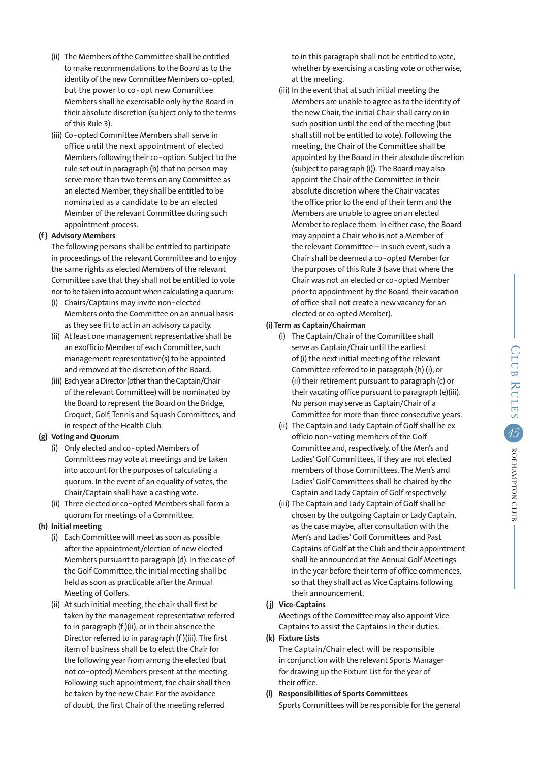(ii) The Members of the Committee shall be entitled to make recommendations to the Board as to the identity of the new Committee Members co-opted, but the power to co-opt new Committee Members shall be exercisable only by the Board in their absolute discretion (subject only to the terms of this Rule 3).

(iii) Co-opted Committee Members shall serve in office until the next appointment of elected Members following their co-option. Subject to the rule set out in paragraph (b) that no person may serve more than two terms on any Committee as an elected Member, they shall be entitled to be nominated as a candidate to be an elected Member of the relevant Committee during such appointment process.

**(f) Advisory Members**

The following persons shall be entitled to participate in proceedings of the relevant Committee and to enjoy the same rights as elected Members of the relevant Committee save that they shall not be entitled to vote nor to be taken into account when calculating a quorum:

(i) Chairs/Captains may invite non-elected Members onto the Committee on an annual basis as they see fit to act in an advisory capacity.

(ii) At least one management representative shall be an exofficio Member of each Committee, such management representative(s) to be appointed and removed at the discretion of the Board.

(iii) Each year a Director (other than the Captain/Chair of the relevant Committee) will be nominated by the Board to represent the Board on the Bridge, Croquet, Golf, Tennis and Squash Committees, and in respect of the Health Club.

**(g) Voting and Quorum**

(i) Only elected and co-opted Members of Committees may vote at meetings and be taken into account for the purposes of calculating a quorum. In the event of an equality of votes, the Chair/Captain shall have a casting vote.

(ii) Three elected or co-opted Members shall form a quorum for meetings of a Committee.

**(h) Initial meeting**

(i) Each Committee will meet as soon as possible after the appointment/election of new elected Members pursuant to paragraph (d). In the case of the Golf Committee, the initial meeting shall be held as soon as practicable after the Annual Meeting of Golfers.

(ii) At such initial meeting, the chair shall first be taken by the management representative referred to in paragraph (f)(ii), or in their absence the Director referred to in paragraph (f)(iii). The first item of business shall be to elect the Chair for the following year from among the elected (but not co-opted) Members present at the meeting. Following such appointment, the chair shall then be taken by the new Chair. For the avoidance of doubt, the first Chair of the meeting referred to in this paragraph shall not be entitled to vote, whether by exercising a casting vote or otherwise, at the meeting.

(iii) In the event that at such initial meeting the Members are unable to agree as to the identity of the new Chair, the initial Chair shall carry on in such position until the end of the meeting (but shall still not be entitled to vote). Following the meeting, the Chair of the Committee shall be appointed by the Board in their absolute discretion (subject to paragraph (i)). The Board may also appoint the Chair of the Committee in their absolute discretion where the Chair vacates the office prior to the end of their term and the Members are unable to agree on an elected Member to replace them. In either case, the Board may appoint a Chair who is not a Member of the relevant Committee – in such event, such a Chair shall be deemed a co-opted Member for the purposes of this Rule 3 (save that where the Chair was not an elected or co-opted Member prior to appointment by the Board, their vacation of office shall not create a new vacancy for an elected or co-opted Member).

**(i) Term as Captain/Chairman**

(i) The Captain/Chair of the Committee shall serve as Captain/Chair until the earliest of (i) the next initial meeting of the relevant Committee referred to in paragraph (h) (i), or (ii) their retirement pursuant to paragraph (c) or their vacating office pursuant to paragraph (e)(iii). No person may serve as Captain/Chair of a Committee for more than three consecutive years.

(ii) The Captain and Lady Captain of Golf shall be ex officio non-voting members of the Golf Committee and, respectively, of the Men's and Ladies' Golf Committees, if they are not elected members of those Committees. The Men's and Ladies' Golf Committees shall be chaired by the Captain and Lady Captain of Golf respectively.

(iii) The Captain and Lady Captain of Golf shall be chosen by the outgoing Captain or Lady Captain, as the case maybe, after consultation with the Men's and Ladies' Golf Committees and Past Captains of Golf at the Club and their appointment shall be announced at the Annual Golf Meetings in the year before their term of office commences, so that they shall act as Vice Captains following their announcement.

**(j) Vice-Captains**

Meetings of the Committee may also appoint Vice Captains to assist the Captains in their duties.

**(k) Fixture Lists**

The Captain/Chair elect will be responsible in conjunction with the relevant Sports Manager for drawing up the Fixture List for the year of their office.

**(l) Responsibilities of Sports Committees**

Sports Committees will be responsible for the general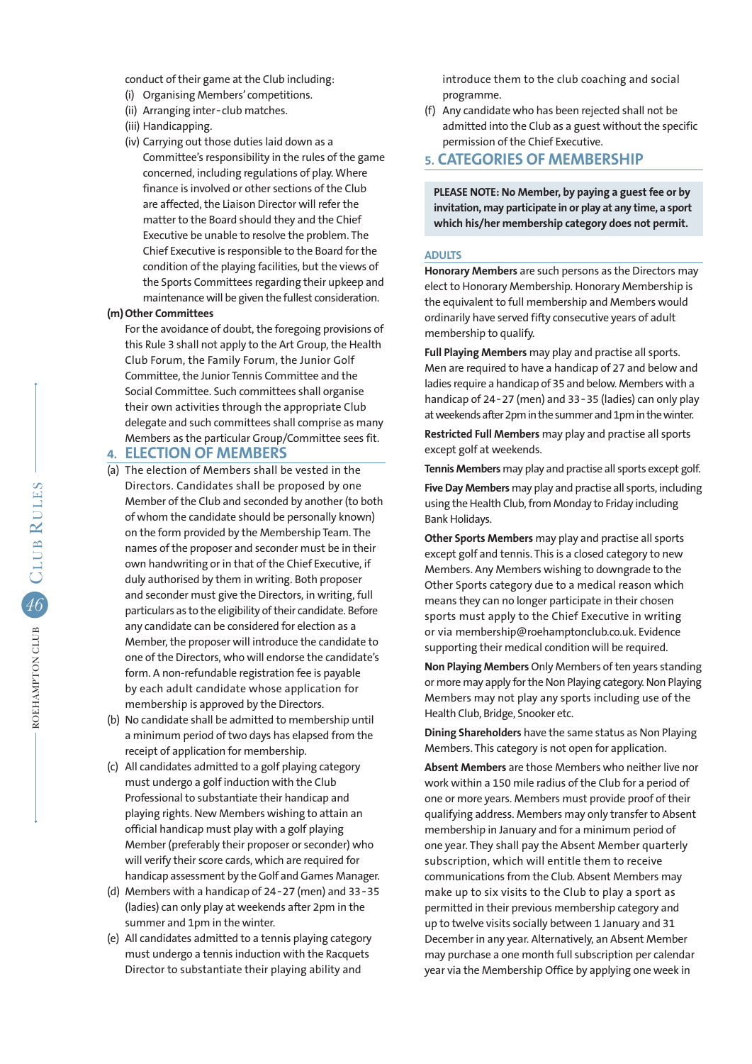conduct of their game at the Club including:

(i) Organising Members' competitions.

(ii) Arranging inter-club matches.

(iii) Handicapping.

(iv) Carrying out those duties laid down as a Committee's responsibility in the rules of the game concerned, including regulations of play. Where finance is involved or other sections of the Club are affected, the Liaison Director will refer the matter to the Board should they and the Chief Executive be unable to resolve the problem. The Chief Executive is responsible to the Board for the condition of the playing facilities, but the views of the Sports Committees regarding their upkeep and maintenance will be given the fullest consideration.

**(m) Other Committees**

For the avoidance of doubt, the foregoing provisions of this Rule 3 shall not apply to the Art Group, the Health Club Forum, the Family Forum, the Junior Golf Committee, the Junior Tennis Committee and the Social Committee. Such committees shall organise their own activities through the appropriate Club delegate and such committees shall comprise as many Members as the particular Group/Committee sees fit.

## 4. ELECTION OF MEMBERS

(a) The election of Members shall be vested in the Directors. Candidates shall be proposed by one Member of the Club and seconded by another (to both of whom the candidate should be personally known) on the form provided by the Membership Team. The names of the proposer and seconder must be in their own handwriting or in that of the Chief Executive, if duly authorised by them in writing. Both proposer and seconder must give the Directors, in writing, full particulars as to the eligibility of their candidate. Before any candidate can be considered for election as a Member, the proposer will introduce the candidate to one of the Directors, who will endorse the candidate's form. A non-refundable registration fee is payable by each adult candidate whose application for membership is approved by the Directors.

(b) No candidate shall be admitted to membership until a minimum period of two days has elapsed from the receipt of application for membership.

(c) All candidates admitted to a golf playing category must undergo a golf induction with the Club Professional to substantiate their handicap and playing rights. New Members wishing to attain an official handicap must play with a golf playing Member (preferably their proposer or seconder) who will verify their score cards, which are required for handicap assessment by the Golf and Games Manager.

(d) Members with a handicap of 24-27 (men) and 33-35 (ladies) can only play at weekends after 2pm in the summer and 1pm in the winter.

(e) All candidates admitted to a tennis playing category must undergo a tennis induction with the Racquets Director to substantiate their playing ability and introduce them to the club coaching and social programme.

(f) Any candidate who has been rejected shall not be admitted into the Club as a guest without the specific permission of the Chief Executive.

## 5. CATEGORIES OF MEMBERSHIP

**PLEASE NOTE: No Member, by paying a guest fee or by invitation, may participate in or play at any time, a sport which his/her membership category does not permit.**

### ADULTS

**Honorary Members** are such persons as the Directors may elect to Honorary Membership. Honorary Membership is the equivalent to full membership and Members would ordinarily have served fifty consecutive years of adult membership to qualify.

**Full Playing Members** may play and practise all sports. Men are required to have a handicap of 27 and below and ladies require a handicap of 35 and below. Members with a handicap of 24-27 (men) and 33-35 (ladies) can only play at weekends after 2pm in the summer and 1pm in the winter.

**Restricted Full Members** may play and practise all sports except golf at weekends.

**Tennis Members** may play and practise all sports except golf.

**Five Day Members** may play and practise all sports, including using the Health Club, from Monday to Friday including Bank Holidays.

**Other Sports Members** may play and practise all sports except golf and tennis. This is a closed category to new Members. Any Members wishing to downgrade to the Other Sports category due to a medical reason which means they can no longer participate in their chosen sports must apply to the Chief Executive in writing or via membership@roehamptonclub.co.uk. Evidence supporting their medical condition will be required.

**Non Playing Members** Only Members of ten years standing or more may apply for the Non Playing category. Non Playing Members may not play any sports including use of the Health Club, Bridge, Snooker etc.

**Dining Shareholders** have the same status as Non Playing Members. This category is not open for application.

**Absent Members** are those Members who neither live nor work within a 150 mile radius of the Club for a period of one or more years. Members must provide proof of their qualifying address. Members may only transfer to Absent membership in January and for a minimum period of one year. They shall pay the Absent Member quarterly subscription, which will entitle them to receive communications from the Club. Absent Members may make up to six visits to the Club to play a sport as permitted in their previous membership category and up to twelve visits socially between 1 January and 31 December in any year. Alternatively, an Absent Member may purchase a one month full subscription per calendar year via the Membership Office by applying one week in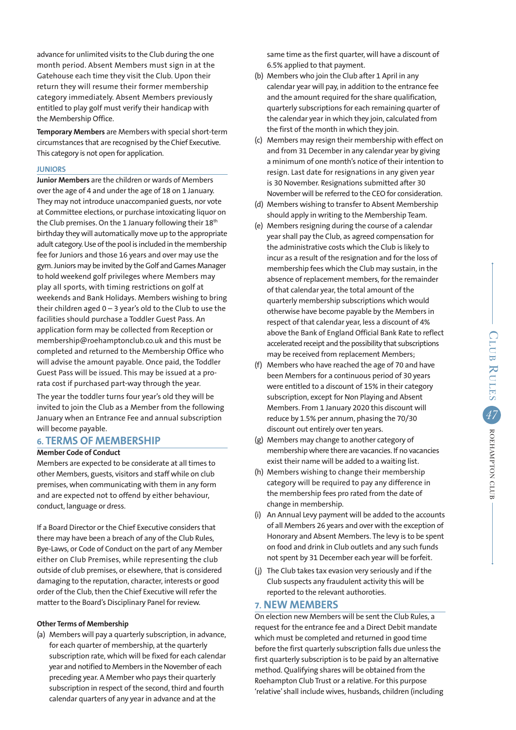advance for unlimited visits to the Club during the one month period. Absent Members must sign in at the Gatehouse each time they visit the Club. Upon their return they will resume their former membership category immediately. Absent Members previously entitled to play golf must verify their handicap with the Membership Office.

**Temporary Members** are Members with special short-term circumstances that are recognised by the Chief Executive. This category is not open for application.

### JUNIORS

**Junior Members** are the children or wards of Members over the age of 4 and under the age of 18 on 1 January. They may not introduce unaccompanied guests, nor vote at Committee elections, or purchase intoxicating liquor on the Club premises. On the 1 January following their 18th birthday they will automatically move up to the appropriate adult category. Use of the pool is included in the membership fee for Juniors and those 16 years and over may use the gym. Juniors may be invited by the Golf and Games Manager to hold weekend golf privileges where Members may play all sports, with timing restrictions on golf at weekends and Bank Holidays. Members wishing to bring their children aged 0 – 3 year's old to the Club to use the facilities should purchase a Toddler Guest Pass. An application form may be collected from Reception or membership@roehamptonclub.co.uk and this must be completed and returned to the Membership Office who will advise the amount payable. Once paid, the Toddler Guest Pass will be issued. This may be issued at a pro-rata cost if purchased part-way through the year.

The year the toddler turns four year's old they will be invited to join the Club as a Member from the following January when an Entrance Fee and annual subscription will become payable.

## 6. TERMS OF MEMBERSHIP

**Member Code of Conduct**

Members are expected to be considerate at all times to other Members, guests, visitors and staff while on club premises, when communicating with them in any form and are expected not to offend by either behaviour, conduct, language or dress.

If a Board Director or the Chief Executive considers that there may have been a breach of any of the Club Rules, Bye-Laws, or Code of Conduct on the part of any Member either on Club Premises, while representing the club outside of club premises, or elsewhere, that is considered damaging to the reputation, character, interests or good order of the Club, then the Chief Executive will refer the matter to the Board's Disciplinary Panel for review.

**Other Terms of Membership**

(a) Members will pay a quarterly subscription, in advance, for each quarter of membership, at the quarterly subscription rate, which will be fixed for each calendar year and notified to Members in the November of each preceding year. A Member who pays their quarterly subscription in respect of the second, third and fourth calendar quarters of any year in advance and at the same time as the first quarter, will have a discount of 6.5% applied to that payment.

(b) Members who join the Club after 1 April in any calendar year will pay, in addition to the entrance fee and the amount required for the share qualification, quarterly subscriptions for each remaining quarter of the calendar year in which they join, calculated from the first of the month in which they join.

(c) Members may resign their membership with effect on and from 31 December in any calendar year by giving a minimum of one month's notice of their intention to resign. Last date for resignations in any given year is 30 November. Resignations submitted after 30 November will be referred to the CEO for consideration.

(d) Members wishing to transfer to Absent Membership should apply in writing to the Membership Team.

(e) Members resigning during the course of a calendar year shall pay the Club, as agreed compensation for the administrative costs which the Club is likely to incur as a result of the resignation and for the loss of membership fees which the Club may sustain, in the absence of replacement members, for the remainder of that calendar year, the total amount of the quarterly membership subscriptions which would otherwise have become payable by the Members in respect of that calendar year, less a discount of 4% above the Bank of England Official Bank Rate to reflect accelerated receipt and the possibility that subscriptions may be received from replacement Members;

(f) Members who have reached the age of 70 and have been Members for a continuous period of 30 years were entitled to a discount of 15% in their category subscription, except for Non Playing and Absent Members. From 1 January 2020 this discount will reduce by 1.5% per annum, phasing the 70/30 discount out entirely over ten years.

(g) Members may change to another category of membership where there are vacancies. If no vacancies exist their name will be added to a waiting list.

(h) Members wishing to change their membership category will be required to pay any difference in the membership fees pro rated from the date of change in membership.

(i) An Annual Levy payment will be added to the accounts of all Members 26 years and over with the exception of Honorary and Absent Members. The levy is to be spent on food and drink in Club outlets and any such funds not spent by 31 December each year will be forfeit.

(j) The Club takes tax evasion very seriously and if the Club suspects any fraudulent activity this will be reported to the relevant authoroties.

## 7. NEW MEMBERS

On election new Members will be sent the Club Rules, a request for the entrance fee and a Direct Debit mandate which must be completed and returned in good time before the first quarterly subscription falls due unless the first quarterly subscription is to be paid by an alternative method. Qualifying shares will be obtained from the Roehampton Club Trust or a relative. For this purpose 'relative' shall include wives, husbands, children (including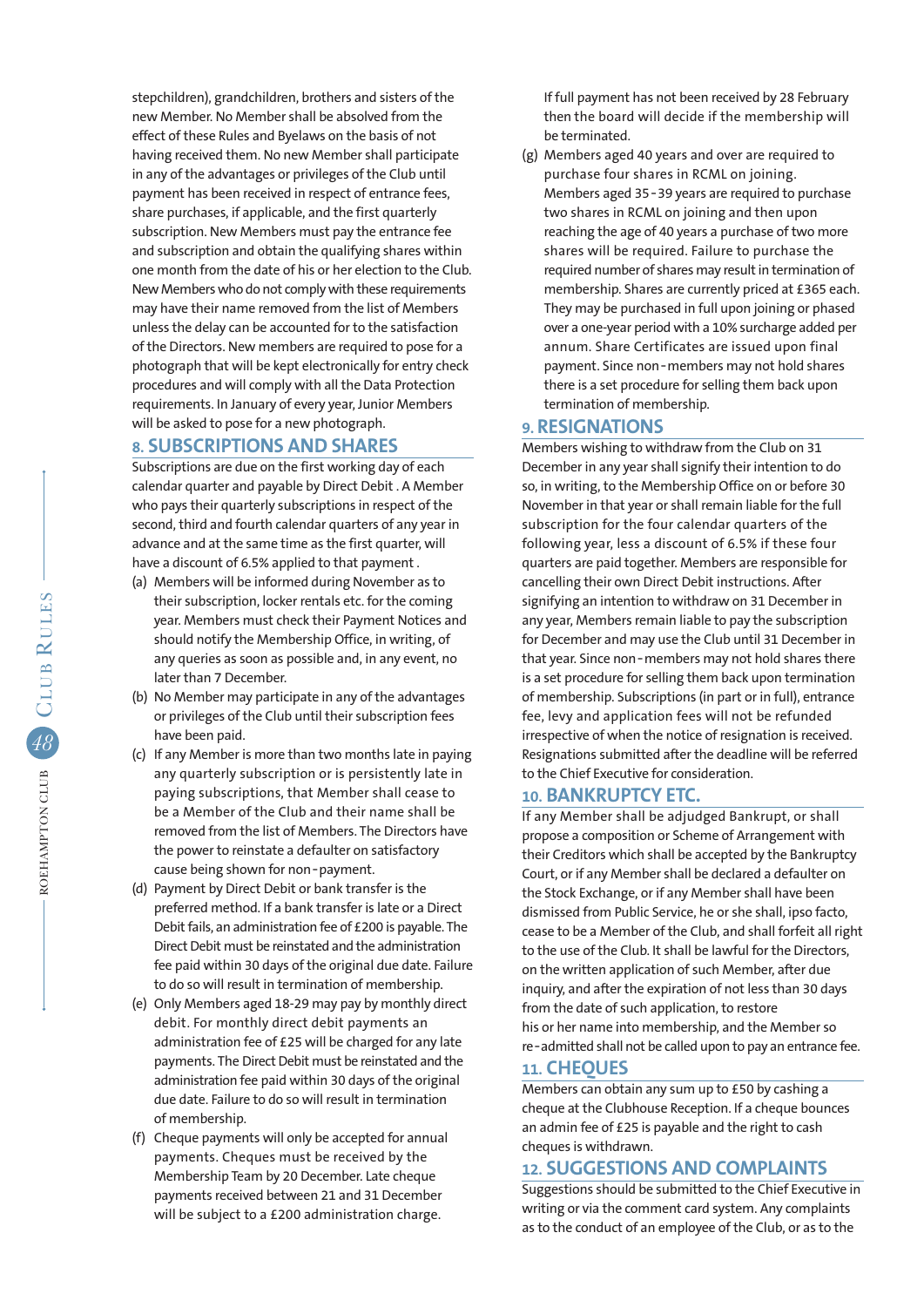stepchildren), grandchildren, brothers and sisters of the new Member. No Member shall be absolved from the effect of these Rules and Byelaws on the basis of not having received them. No new Member shall participate in any of the advantages or privileges of the Club until payment has been received in respect of entrance fees, share purchases, if applicable, and the first quarterly subscription. New Members must pay the entrance fee and subscription and obtain the qualifying shares within one month from the date of his or her election to the Club. New Members who do not comply with these requirements may have their name removed from the list of Members unless the delay can be accounted for to the satisfaction of the Directors. New members are required to pose for a photograph that will be kept electronically for entry check procedures and will comply with all the Data Protection requirements. In January of every year, Junior Members will be asked to pose for a new photograph.

## 8. SUBSCRIPTIONS AND SHARES

Subscriptions are due on the first working day of each calendar quarter and payable by Direct Debit . A Member who pays their quarterly subscriptions in respect of the second, third and fourth calendar quarters of any year in advance and at the same time as the first quarter, will have a discount of 6.5% applied to that payment .

(a) Members will be informed during November as to their subscription, locker rentals etc. for the coming year. Members must check their Payment Notices and should notify the Membership Office, in writing, of any queries as soon as possible and, in any event, no later than 7 December.

(b) No Member may participate in any of the advantages or privileges of the Club until their subscription fees have been paid.

(c) If any Member is more than two months late in paying any quarterly subscription or is persistently late in paying subscriptions, that Member shall cease to be a Member of the Club and their name shall be removed from the list of Members. The Directors have the power to reinstate a defaulter on satisfactory cause being shown for non-payment.

(d) Payment by Direct Debit or bank transfer is the preferred method. If a bank transfer is late or a Direct Debit fails, an administration fee of £200 is payable. The Direct Debit must be reinstated and the administration fee paid within 30 days of the original due date. Failure to do so will result in termination of membership.

(e) Only Members aged 18-29 may pay by monthly direct debit. For monthly direct debit payments an administration fee of £25 will be charged for any late payments. The Direct Debit must be reinstated and the administration fee paid within 30 days of the original due date. Failure to do so will result in termination of membership.

(f) Cheque payments will only be accepted for annual payments. Cheques must be received by the Membership Team by 20 December. Late cheque payments received between 21 and 31 December will be subject to a £200 administration charge. If full payment has not been received by 28 February then the board will decide if the membership will be terminated.

(g) Members aged 40 years and over are required to purchase four shares in RCML on joining. Members aged 35-39 years are required to purchase two shares in RCML on joining and then upon reaching the age of 40 years a purchase of two more shares will be required. Failure to purchase the required number of shares may result in termination of membership. Shares are currently priced at £365 each. They may be purchased in full upon joining or phased over a one-year period with a 10% surcharge added per annum. Share Certificates are issued upon final payment. Since non-members may not hold shares there is a set procedure for selling them back upon termination of membership.

## 9. RESIGNATIONS

Members wishing to withdraw from the Club on 31 December in any year shall signify their intention to do so, in writing, to the Membership Office on or before 30 November in that year or shall remain liable for the full subscription for the four calendar quarters of the following year, less a discount of 6.5% if these four quarters are paid together. Members are responsible for cancelling their own Direct Debit instructions. After signifying an intention to withdraw on 31 December in any year, Members remain liable to pay the subscription for December and may use the Club until 31 December in that year. Since non-members may not hold shares there is a set procedure for selling them back upon termination of membership. Subscriptions (in part or in full), entrance fee, levy and application fees will not be refunded irrespective of when the notice of resignation is received. Resignations submitted after the deadline will be referred to the Chief Executive for consideration.

## 10. BANKRUPTCY ETC.

If any Member shall be adjudged Bankrupt, or shall propose a composition or Scheme of Arrangement with their Creditors which shall be accepted by the Bankruptcy Court, or if any Member shall be declared a defaulter on the Stock Exchange, or if any Member shall have been dismissed from Public Service, he or she shall, ipso facto, cease to be a Member of the Club, and shall forfeit all right to the use of the Club. It shall be lawful for the Directors, on the written application of such Member, after due inquiry, and after the expiration of not less than 30 days from the date of such application, to restore his or her name into membership, and the Member so re-admitted shall not be called upon to pay an entrance fee.

## 11. CHEQUES

Members can obtain any sum up to £50 by cashing a cheque at the Clubhouse Reception. If a cheque bounces an admin fee of £25 is payable and the right to cash cheques is withdrawn.

## 12. SUGGESTIONS AND COMPLAINTS

Suggestions should be submitted to the Chief Executive in writing or via the comment card system. Any complaints as to the conduct of an employee of the Club, or as to the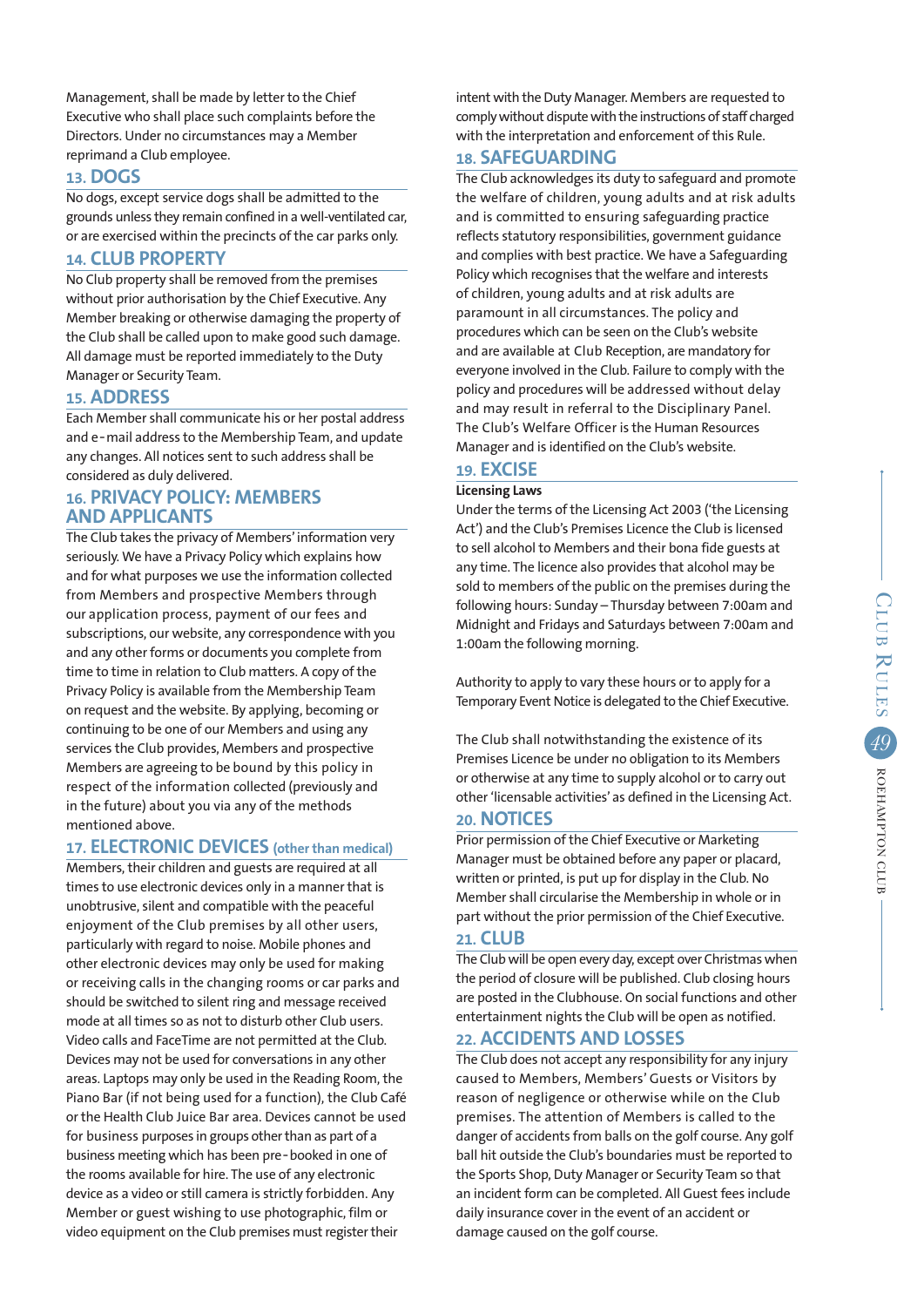Management, shall be made by letter to the Chief Executive who shall place such complaints before the Directors. Under no circumstances may a Member reprimand a Club employee.

## 13. DOGS

No dogs, except service dogs shall be admitted to the grounds unless they remain confined in a well-ventilated car, or are exercised within the precincts of the car parks only.

## 14. CLUB PROPERTY

No Club property shall be removed from the premises without prior authorisation by the Chief Executive. Any Member breaking or otherwise damaging the property of the Club shall be called upon to make good such damage. All damage must be reported immediately to the Duty Manager or Security Team.

## 15. ADDRESS

Each Member shall communicate his or her postal address and e-mail address to the Membership Team, and update any changes. All notices sent to such address shall be considered as duly delivered.

## 16. PRIVACY POLICY: MEMBERS AND APPLICANTS

The Club takes the privacy of Members' information very seriously. We have a Privacy Policy which explains how and for what purposes we use the information collected from Members and prospective Members through our application process, payment of our fees and subscriptions, our website, any correspondence with you and any other forms or documents you complete from time to time in relation to Club matters. A copy of the Privacy Policy is available from the Membership Team on request and the website. By applying, becoming or continuing to be one of our Members and using any services the Club provides, Members and prospective Members are agreeing to be bound by this policy in respect of the information collected (previously and in the future) about you via any of the methods mentioned above.

## 17. ELECTRONIC DEVICES (other than medical)

Members, their children and guests are required at all times to use electronic devices only in a manner that is unobtrusive, silent and compatible with the peaceful enjoyment of the Club premises by all other users, particularly with regard to noise. Mobile phones and other electronic devices may only be used for making or receiving calls in the changing rooms or car parks and should be switched to silent ring and message received mode at all times so as not to disturb other Club users. Video calls and FaceTime are not permitted at the Club. Devices may not be used for conversations in any other areas. Laptops may only be used in the Reading Room, the Piano Bar (if not being used for a function), the Club Café or the Health Club Juice Bar area. Devices cannot be used for business purposes in groups other than as part of a business meeting which has been pre-booked in one of the rooms available for hire. The use of any electronic device as a video or still camera is strictly forbidden. Any Member or guest wishing to use photographic, film or video equipment on the Club premises must register their intent with the Duty Manager. Members are requested to comply without dispute with the instructions of staff charged with the interpretation and enforcement of this Rule.

## 18. SAFEGUARDING

The Club acknowledges its duty to safeguard and promote the welfare of children, young adults and at risk adults and is committed to ensuring safeguarding practice reflects statutory responsibilities, government guidance and complies with best practice. We have a Safeguarding Policy which recognises that the welfare and interests of children, young adults and at risk adults are paramount in all circumstances. The policy and procedures which can be seen on the Club's website and are available at Club Reception, are mandatory for everyone involved in the Club. Failure to comply with the policy and procedures will be addressed without delay and may result in referral to the Disciplinary Panel. The Club's Welfare Officer is the Human Resources Manager and is identified on the Club's website.

## 19. EXCISE

**Licensing Laws**

Under the terms of the Licensing Act 2003 ('the Licensing Act') and the Club's Premises Licence the Club is licensed to sell alcohol to Members and their bona fide guests at any time. The licence also provides that alcohol may be sold to members of the public on the premises during the following hours: Sunday – Thursday between 7:00am and Midnight and Fridays and Saturdays between 7:00am and 1:00am the following morning.

Authority to apply to vary these hours or to apply for a Temporary Event Notice is delegated to the Chief Executive.

The Club shall notwithstanding the existence of its Premises Licence be under no obligation to its Members or otherwise at any time to supply alcohol or to carry out other 'licensable activities' as defined in the Licensing Act.

## 20. NOTICES

Prior permission of the Chief Executive or Marketing Manager must be obtained before any paper or placard, written or printed, is put up for display in the Club. No Member shall circularise the Membership in whole or in part without the prior permission of the Chief Executive.

## 21. CLUB

The Club will be open every day, except over Christmas when the period of closure will be published. Club closing hours are posted in the Clubhouse. On social functions and other entertainment nights the Club will be open as notified.

## 22. ACCIDENTS AND LOSSES

The Club does not accept any responsibility for any injury caused to Members, Members' Guests or Visitors by reason of negligence or otherwise while on the Club premises. The attention of Members is called to the danger of accidents from balls on the golf course. Any golf ball hit outside the Club's boundaries must be reported to the Sports Shop, Duty Manager or Security Team so that an incident form can be completed. All Guest fees include daily insurance cover in the event of an accident or damage caused on the golf course.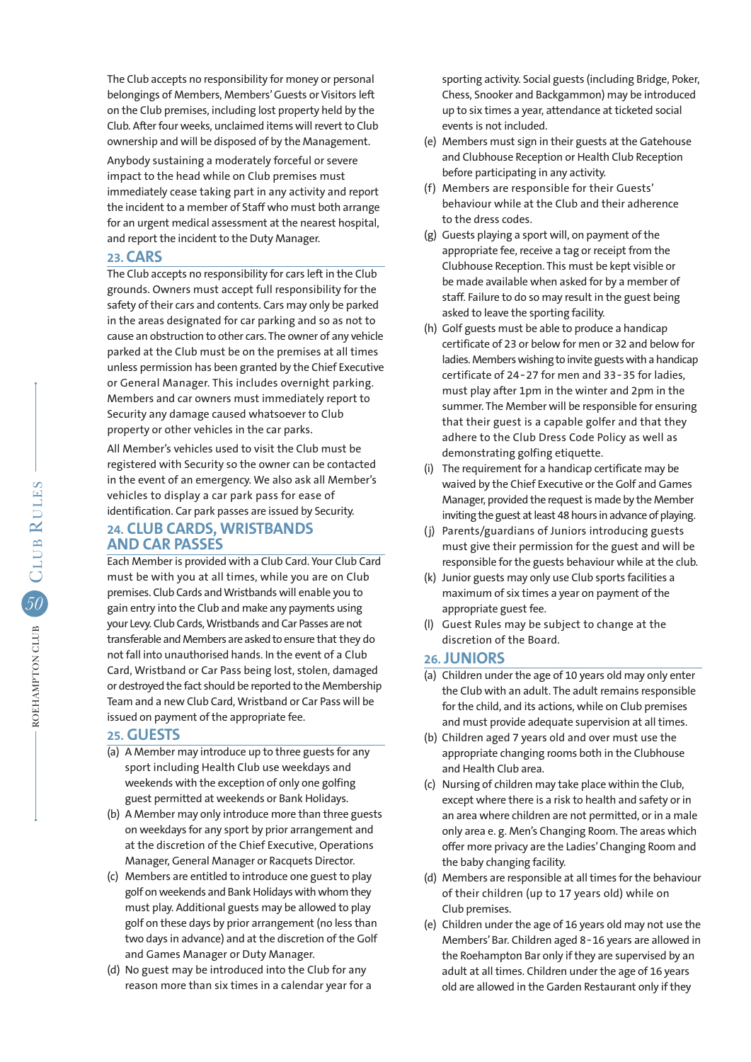The Club accepts no responsibility for money or personal belongings of Members, Members' Guests or Visitors left on the Club premises, including lost property held by the Club. After four weeks, unclaimed items will revert to Club ownership and will be disposed of by the Management.

Anybody sustaining a moderately forceful or severe impact to the head while on Club premises must immediately cease taking part in any activity and report the incident to a member of Staff who must both arrange for an urgent medical assessment at the nearest hospital, and report the incident to the Duty Manager.

## 23. CARS

The Club accepts no responsibility for cars left in the Club grounds. Owners must accept full responsibility for the safety of their cars and contents. Cars may only be parked in the areas designated for car parking and so as not to cause an obstruction to other cars. The owner of any vehicle parked at the Club must be on the premises at all times unless permission has been granted by the Chief Executive or General Manager. This includes overnight parking. Members and car owners must immediately report to Security any damage caused whatsoever to Club property or other vehicles in the car parks.

All Member's vehicles used to visit the Club must be registered with Security so the owner can be contacted in the event of an emergency. We also ask all Member's vehicles to display a car park pass for ease of identification. Car park passes are issued by Security.

## 24. CLUB CARDS, WRISTBANDS AND CAR PASSES

Each Member is provided with a Club Card. Your Club Card must be with you at all times, while you are on Club premises. Club Cards and Wristbands will enable you to gain entry into the Club and make any payments using your Levy. Club Cards, Wristbands and Car Passes are not transferable and Members are asked to ensure that they do not fall into unauthorised hands. In the event of a Club Card, Wristband or Car Pass being lost, stolen, damaged or destroyed the fact should be reported to the Membership Team and a new Club Card, Wristband or Car Pass will be issued on payment of the appropriate fee.

## 25. GUESTS

(a) A Member may introduce up to three guests for any sport including Health Club use weekdays and weekends with the exception of only one golfing guest permitted at weekends or Bank Holidays.

(b) A Member may only introduce more than three guests on weekdays for any sport by prior arrangement and at the discretion of the Chief Executive, Operations Manager, General Manager or Racquets Director.

(c) Members are entitled to introduce one guest to play golf on weekends and Bank Holidays with whom they must play. Additional guests may be allowed to play golf on these days by prior arrangement (no less than two days in advance) and at the discretion of the Golf and Games Manager or Duty Manager.

(d) No guest may be introduced into the Club for any reason more than six times in a calendar year for a sporting activity. Social guests (including Bridge, Poker, Chess, Snooker and Backgammon) may be introduced up to six times a year, attendance at ticketed social events is not included.

(e) Members must sign in their guests at the Gatehouse and Clubhouse Reception or Health Club Reception before participating in any activity.

(f) Members are responsible for their Guests' behaviour while at the Club and their adherence to the dress codes.

(g) Guests playing a sport will, on payment of the appropriate fee, receive a tag or receipt from the Clubhouse Reception. This must be kept visible or be made available when asked for by a member of staff. Failure to do so may result in the guest being asked to leave the sporting facility.

(h) Golf guests must be able to produce a handicap certificate of 23 or below for men or 32 and below for ladies. Members wishing to invite guests with a handicap certificate of 24-27 for men and 33-35 for ladies, must play after 1pm in the winter and 2pm in the summer. The Member will be responsible for ensuring that their guest is a capable golfer and that they adhere to the Club Dress Code Policy as well as demonstrating golfing etiquette.

(i) The requirement for a handicap certificate may be waived by the Chief Executive or the Golf and Games Manager, provided the request is made by the Member inviting the guest at least 48 hours in advance of playing.

(j) Parents/guardians of Juniors introducing guests must give their permission for the guest and will be responsible for the guests behaviour while at the club.

(k) Junior guests may only use Club sports facilities a maximum of six times a year on payment of the appropriate guest fee.

(l) Guest Rules may be subject to change at the discretion of the Board.

## 26. JUNIORS

(a) Children under the age of 10 years old may only enter the Club with an adult. The adult remains responsible for the child, and its actions, while on Club premises and must provide adequate supervision at all times.

(b) Children aged 7 years old and over must use the appropriate changing rooms both in the Clubhouse and Health Club area.

(c) Nursing of children may take place within the Club, except where there is a risk to health and safety or in an area where children are not permitted, or in a male only area e. g. Men's Changing Room. The areas which offer more privacy are the Ladies' Changing Room and the baby changing facility.

(d) Members are responsible at all times for the behaviour of their children (up to 17 years old) while on Club premises.

(e) Children under the age of 16 years old may not use the Members' Bar. Children aged 8-16 years are allowed in the Roehampton Bar only if they are supervised by an adult at all times. Children under the age of 16 years old are allowed in the Garden Restaurant only if they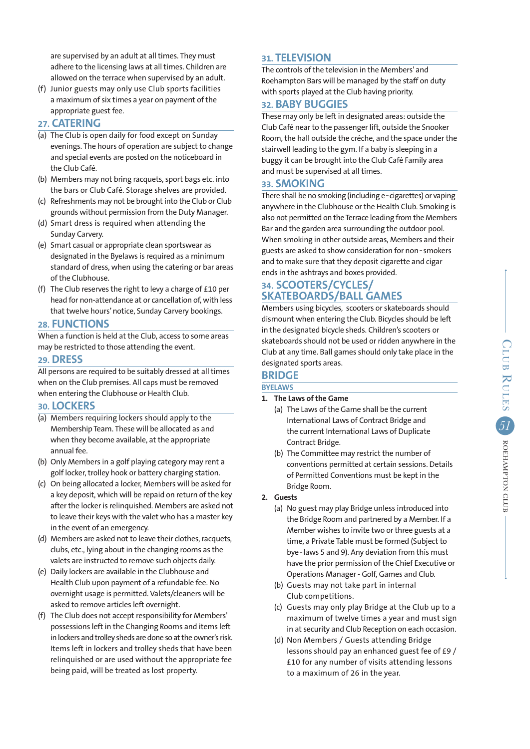are supervised by an adult at all times. They must adhere to the licensing laws at all times. Children are allowed on the terrace when supervised by an adult.

(f) Junior guests may only use Club sports facilities a maximum of six times a year on payment of the appropriate guest fee.

## 27. CATERING

(a) The Club is open daily for food except on Sunday evenings. The hours of operation are subject to change and special events are posted on the noticeboard in the Club Café.

(b) Members may not bring racquets, sport bags etc. into the bars or Club Café. Storage shelves are provided.

(c) Refreshments may not be brought into the Club or Club grounds without permission from the Duty Manager.

(d) Smart dress is required when attending the Sunday Carvery.

(e) Smart casual or appropriate clean sportswear as designated in the Byelaws is required as a minimum standard of dress, when using the catering or bar areas of the Clubhouse.

(f) The Club reserves the right to levy a charge of £10 per head for non-attendance at or cancellation of, with less that twelve hours' notice, Sunday Carvery bookings.

## 28. FUNCTIONS

When a function is held at the Club, access to some areas may be restricted to those attending the event.

## 29. DRESS

All persons are required to be suitably dressed at all times when on the Club premises. All caps must be removed when entering the Clubhouse or Health Club.

## 30. LOCKERS

(a) Members requiring lockers should apply to the Membership Team. These will be allocated as and when they become available, at the appropriate annual fee.

(b) Only Members in a golf playing category may rent a golf locker, trolley hook or battery charging station.

(c) On being allocated a locker, Members will be asked for a key deposit, which will be repaid on return of the key after the locker is relinquished. Members are asked not to leave their keys with the valet who has a master key in the event of an emergency.

(d) Members are asked not to leave their clothes, racquets, clubs, etc., lying about in the changing rooms as the valets are instructed to remove such objects daily.

(e) Daily lockers are available in the Clubhouse and Health Club upon payment of a refundable fee. No overnight usage is permitted. Valets/cleaners will be asked to remove articles left overnight.

(f) The Club does not accept responsibility for Members' possessions left in the Changing Rooms and items left in lockers and trolley sheds are done so at the owner's risk. Items left in lockers and trolley sheds that have been relinquished or are used without the appropriate fee being paid, will be treated as lost property.

## 31. TELEVISION

The controls of the television in the Members' and Roehampton Bars will be managed by the staff on duty with sports played at the Club having priority.

## 32. BABY BUGGIES

These may only be left in designated areas: outside the Club Café near to the passenger lift, outside the Snooker Room, the hall outside the créche, and the space under the stairwell leading to the gym. If a baby is sleeping in a buggy it can be brought into the Club Café Family area and must be supervised at all times.

## 33. SMOKING

There shall be no smoking (including e-cigarettes) or vaping anywhere in the Clubhouse or the Health Club. Smoking is also not permitted on the Terrace leading from the Members Bar and the garden area surrounding the outdoor pool. When smoking in other outside areas, Members and their guests are asked to show consideration for non-smokers and to make sure that they deposit cigarette and cigar ends in the ashtrays and boxes provided.

## 34. SCOOTERS/CYCLES/ SKATEBOARDS/BALL GAMES

Members using bicycles, scooters or skateboards should dismount when entering the Club. Bicycles should be left in the designated bicycle sheds. Children's scooters or skateboards should not be used or ridden anywhere in the Club at any time. Ball games should only take place in the designated sports areas.

# BRIDGE

### BYELAWS

**1. The Laws of the Game**

(a) The Laws of the Game shall be the current International Laws of Contract Bridge and the current International Laws of Duplicate Contract Bridge.

(b) The Committee may restrict the number of conventions permitted at certain sessions. Details of Permitted Conventions must be kept in the Bridge Room.

**2. Guests**

(a) No guest may play Bridge unless introduced into the Bridge Room and partnered by a Member. If a Member wishes to invite two or three guests at a time, a Private Table must be formed (Subject to bye-laws 5 and 9). Any deviation from this must have the prior permission of the Chief Executive or Operations Manager - Golf, Games and Club.

(b) Guests may not take part in internal Club competitions.

(c) Guests may only play Bridge at the Club up to a maximum of twelve times a year and must sign in at security and Club Reception on each occasion.

(d) Non Members / Guests attending Bridge lessons should pay an enhanced guest fee of £9 / £10 for any number of visits attending lessons to a maximum of 26 in the year.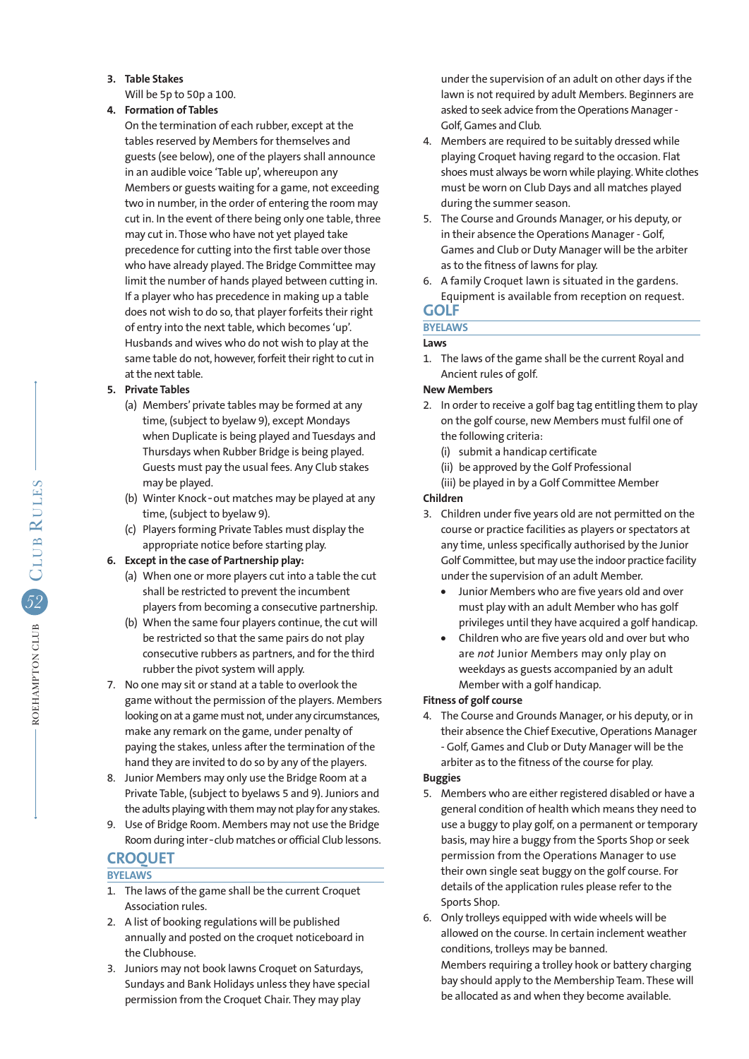3. **Table Stakes**
   Will be 5p to 50p a 100.

4. **Formation of Tables**
   On the termination of each rubber, except at the tables reserved by Members for themselves and guests (see below), one of the players shall announce in an audible voice 'Table up', whereupon any Members or guests waiting for a game, not exceeding two in number, in the order of entering the room may cut in. In the event of there being only one table, three may cut in. Those who have not yet played take precedence for cutting into the first table over those who have already played. The Bridge Committee may limit the number of hands played between cutting in. If a player who has precedence in making up a table does not wish to do so, that player forfeits their right of entry into the next table, which becomes 'up'. Husbands and wives who do not wish to play at the same table do not, however, forfeit their right to cut in at the next table.

5. **Private Tables**
   (a) Members' private tables may be formed at any time, (subject to byelaw 9), except Mondays when Duplicate is being played and Tuesdays and Thursdays when Rubber Bridge is being played. Guests must pay the usual fees. Any Club stakes may be played.
   (b) Winter Knock-out matches may be played at any time, (subject to byelaw 9).
   (c) Players forming Private Tables must display the appropriate notice before starting play.

6. **Except in the case of Partnership play:**
   (a) When one or more players cut into a table the cut shall be restricted to prevent the incumbent players from becoming a consecutive partnership.
   (b) When the same four players continue, the cut will be restricted so that the same pairs do not play consecutive rubbers as partners, and for the third rubber the pivot system will apply.

7. No one may sit or stand at a table to overlook the game without the permission of the players. Members looking on at a game must not, under any circumstances, make any remark on the game, under penalty of paying the stakes, unless after the termination of the hand they are invited to do so by any of the players.

8. Junior Members may only use the Bridge Room at a Private Table, (subject to byelaws 5 and 9). Juniors and the adults playing with them may not play for any stakes.

9. Use of Bridge Room. Members may not use the Bridge Room during inter-club matches or official Club lessons.

## CROQUET

### BYELAWS

1. The laws of the game shall be the current Croquet Association rules.
2. A list of booking regulations will be published annually and posted on the croquet noticeboard in the Clubhouse.
3. Juniors may not book lawns Croquet on Saturdays, Sundays and Bank Holidays unless they have special permission from the Croquet Chair. They may play under the supervision of an adult on other days if the lawn is not required by adult Members. Beginners are asked to seek advice from the Operations Manager - Golf, Games and Club.
4. Members are required to be suitably dressed while playing Croquet having regard to the occasion. Flat shoes must always be worn while playing. White clothes must be worn on Club Days and all matches played during the summer season.
5. The Course and Grounds Manager, or his deputy, or in their absence the Operations Manager - Golf, Games and Club or Duty Manager will be the arbiter as to the fitness of lawns for play.
6. A family Croquet lawn is situated in the gardens. Equipment is available from reception on request.

## GOLF

### BYELAWS

**Laws**

1. The laws of the game shall be the current Royal and Ancient rules of golf.

**New Members**

2. In order to receive a golf bag tag entitling them to play on the golf course, new Members must fulfil one of the following criteria:
   (i) submit a handicap certificate
   (ii) be approved by the Golf Professional
   (iii) be played in by a Golf Committee Member

**Children**

3. Children under five years old are not permitted on the course or practice facilities as players or spectators at any time, unless specifically authorised by the Junior Golf Committee, but may use the indoor practice facility under the supervision of an adult Member.
   - Junior Members who are five years old and over must play with an adult Member who has golf privileges until they have acquired a golf handicap.
   - Children who are five years old and over but who are *not* Junior Members may only play on weekdays as guests accompanied by an adult Member with a golf handicap.

**Fitness of golf course**

4. The Course and Grounds Manager, or his deputy, or in their absence the Chief Executive, Operations Manager - Golf, Games and Club or Duty Manager will be the arbiter as to the fitness of the course for play.

**Buggies**

5. Members who are either registered disabled or have a general condition of health which means they need to use a buggy to play golf, on a permanent or temporary basis, may hire a buggy from the Sports Shop or seek permission from the Operations Manager to use their own single seat buggy on the golf course. For details of the application rules please refer to the Sports Shop.
6. Only trolleys equipped with wide wheels will be allowed on the course. In certain inclement weather conditions, trolleys may be banned.
   Members requiring a trolley hook or battery charging bay should apply to the Membership Team. These will be allocated as and when they become available.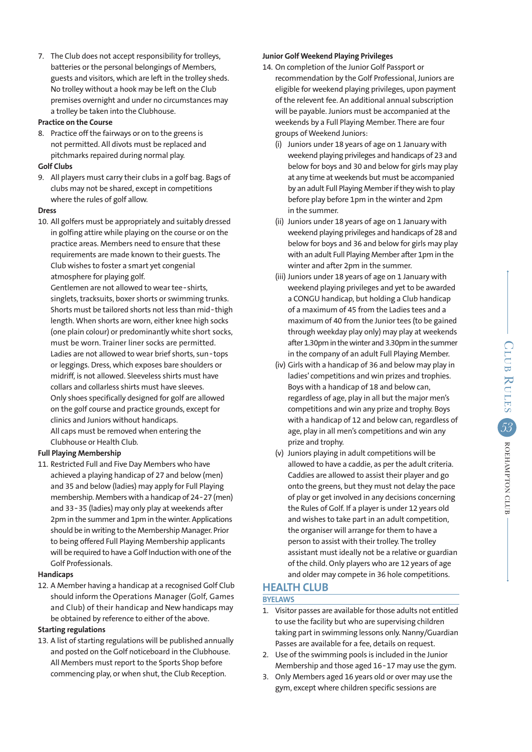7. The Club does not accept responsibility for trolleys, batteries or the personal belongings of Members, guests and visitors, which are left in the trolley sheds. No trolley without a hook may be left on the Club premises overnight and under no circumstances may a trolley be taken into the Clubhouse.

**Practice on the Course**

8. Practice off the fairways or on to the greens is not permitted. All divots must be replaced and pitchmarks repaired during normal play.

**Golf Clubs**

9. All players must carry their clubs in a golf bag. Bags of clubs may not be shared, except in competitions where the rules of golf allow.

**Dress**

10. All golfers must be appropriately and suitably dressed in golfing attire while playing on the course or on the practice areas. Members need to ensure that these requirements are made known to their guests. The Club wishes to foster a smart yet congenial atmosphere for playing golf.
    Gentlemen are not allowed to wear tee-shirts, singlets, tracksuits, boxer shorts or swimming trunks. Shorts must be tailored shorts not less than mid-thigh length. When shorts are worn, either knee high socks (one plain colour) or predominantly white short socks, must be worn. Trainer liner socks are permitted.
    Ladies are not allowed to wear brief shorts, sun-tops or leggings. Dress, which exposes bare shoulders or midriff, is not allowed. Sleeveless shirts must have collars and collarless shirts must have sleeves.
    Only shoes specifically designed for golf are allowed on the golf course and practice grounds, except for clinics and Juniors without handicaps.
    All caps must be removed when entering the Clubhouse or Health Club.

**Full Playing Membership**

11. Restricted Full and Five Day Members who have achieved a playing handicap of 27 and below (men) and 35 and below (ladies) may apply for Full Playing membership. Members with a handicap of 24-27 (men) and 33-35 (ladies) may only play at weekends after 2pm in the summer and 1pm in the winter. Applications should be in writing to the Membership Manager. Prior to being offered Full Playing Membership applicants will be required to have a Golf Induction with one of the Golf Professionals.

**Handicaps**

12. A Member having a handicap at a recognised Golf Club should inform the Operations Manager (Golf, Games and Club) of their handicap and New handicaps may be obtained by reference to either of the above.

**Starting regulations**

13. A list of starting regulations will be published annually and posted on the Golf noticeboard in the Clubhouse. All Members must report to the Sports Shop before commencing play, or when shut, the Club Reception.

**Junior Golf Weekend Playing Privileges**

14. On completion of the Junior Golf Passport or recommendation by the Golf Professional, Juniors are eligible for weekend playing privileges, upon payment of the relevent fee. An additional annual subscription will be payable. Juniors must be accompanied at the weekends by a Full Playing Member. There are four groups of Weekend Juniors:
    (i) Juniors under 18 years of age on 1 January with weekend playing privileges and handicaps of 23 and below for boys and 30 and below for girls may play at any time at weekends but must be accompanied by an adult Full Playing Member if they wish to play before play before 1pm in the winter and 2pm in the summer.
    (ii) Juniors under 18 years of age on 1 January with weekend playing privileges and handicaps of 28 and below for boys and 36 and below for girls may play with an adult Full Playing Member after 1pm in the winter and after 2pm in the summer.
    (iii) Juniors under 18 years of age on 1 January with weekend playing privileges and yet to be awarded a CONGU handicap, but holding a Club handicap of a maximum of 45 from the Ladies tees and a maximum of 40 from the Junior tees (to be gained through weekday play only) may play at weekends after 1.30pm in the winter and 3.30pm in the summer in the company of an adult Full Playing Member.
    (iv) Girls with a handicap of 36 and below may play in ladies' competitions and win prizes and trophies. Boys with a handicap of 18 and below can, regardless of age, play in all but the major men's competitions and win any prize and trophy. Boys with a handicap of 12 and below can, regardless of age, play in all men's competitions and win any prize and trophy.
    (v) Juniors playing in adult competitions will be allowed to have a caddie, as per the adult criteria. Caddies are allowed to assist their player and go onto the greens, but they must not delay the pace of play or get involved in any decisions concerning the Rules of Golf. If a player is under 12 years old and wishes to take part in an adult competition, the organiser will arrange for them to have a person to assist with their trolley. The trolley assistant must ideally not be a relative or guardian of the child. Only players who are 12 years of age and older may compete in 36 hole competitions.

## HEALTH CLUB

### BYELAWS

1. Visitor passes are available for those adults not entitled to use the facility but who are supervising children taking part in swimming lessons only. Nanny/Guardian Passes are available for a fee, details on request.
2. Use of the swimming pools is included in the Junior Membership and those aged 16-17 may use the gym.
3. Only Members aged 16 years old or over may use the gym, except where children specific sessions are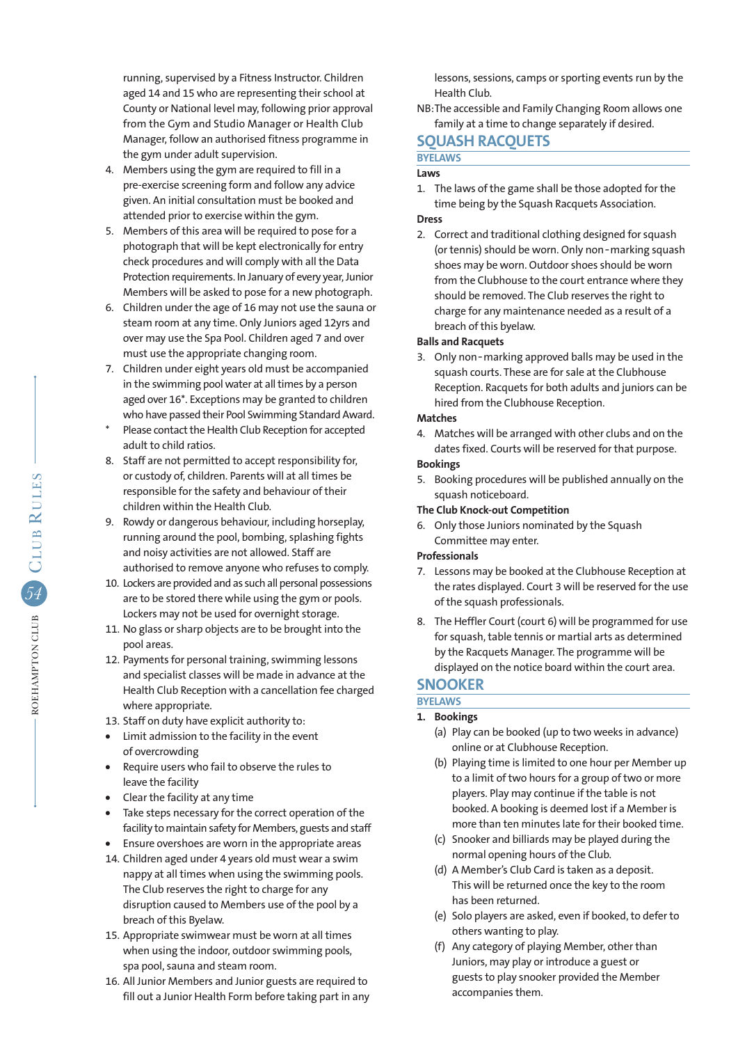running, supervised by a Fitness Instructor. Children aged 14 and 15 who are representing their school at County or National level may, following prior approval from the Gym and Studio Manager or Health Club Manager, follow an authorised fitness programme in the gym under adult supervision.

4. Members using the gym are required to fill in a pre-exercise screening form and follow any advice given. An initial consultation must be booked and attended prior to exercise within the gym.
5. Members of this area will be required to pose for a photograph that will be kept electronically for entry check procedures and will comply with all the Data Protection requirements. In January of every year, Junior Members will be asked to pose for a new photograph.
6. Children under the age of 16 may not use the sauna or steam room at any time. Only Juniors aged 12yrs and over may use the Spa Pool. Children aged 7 and over must use the appropriate changing room.
7. Children under eight years old must be accompanied in the swimming pool water at all times by a person aged over 16*. Exceptions may be granted to children who have passed their Pool Swimming Standard Award.

\* Please contact the Health Club Reception for accepted adult to child ratios.

8. Staff are not permitted to accept responsibility for, or custody of, children. Parents will at all times be responsible for the safety and behaviour of their children within the Health Club.
9. Rowdy or dangerous behaviour, including horseplay, running around the pool, bombing, splashing fights and noisy activities are not allowed. Staff are authorised to remove anyone who refuses to comply.
10. Lockers are provided and as such all personal possessions are to be stored there while using the gym or pools. Lockers may not be used for overnight storage.
11. No glass or sharp objects are to be brought into the pool areas.
12. Payments for personal training, swimming lessons and specialist classes will be made in advance at the Health Club Reception with a cancellation fee charged where appropriate.
13. Staff on duty have explicit authority to:
    - Limit admission to the facility in the event of overcrowding
    - Require users who fail to observe the rules to leave the facility
    - Clear the facility at any time
    - Take steps necessary for the correct operation of the facility to maintain safety for Members, guests and staff
    - Ensure overshoes are worn in the appropriate areas
14. Children aged under 4 years old must wear a swim nappy at all times when using the swimming pools. The Club reserves the right to charge for any disruption caused to Members use of the pool by a breach of this Byelaw.
15. Appropriate swimwear must be worn at all times when using the indoor, outdoor swimming pools, spa pool, sauna and steam room.
16. All Junior Members and Junior guests are required to fill out a Junior Health Form before taking part in any lessons, sessions, camps or sporting events run by the Health Club.

NB: The accessible and Family Changing Room allows one family at a time to change separately if desired.

## SQUASH RACQUETS

### BYELAWS

**Laws**

1. The laws of the game shall be those adopted for the time being by the Squash Racquets Association.

**Dress**

2. Correct and traditional clothing designed for squash (or tennis) should be worn. Only non-marking squash shoes may be worn. Outdoor shoes should be worn from the Clubhouse to the court entrance where they should be removed. The Club reserves the right to charge for any maintenance needed as a result of a breach of this byelaw.

**Balls and Racquets**

3. Only non-marking approved balls may be used in the squash courts. These are for sale at the Clubhouse Reception. Racquets for both adults and juniors can be hired from the Clubhouse Reception.

**Matches**

4. Matches will be arranged with other clubs and on the dates fixed. Courts will be reserved for that purpose.

**Bookings**

5. Booking procedures will be published annually on the squash noticeboard.

**The Club Knock-out Competition**

6. Only those Juniors nominated by the Squash Committee may enter.

**Professionals**

7. Lessons may be booked at the Clubhouse Reception at the rates displayed. Court 3 will be reserved for the use of the squash professionals.
8. The Heffler Court (court 6) will be programmed for use for squash, table tennis or martial arts as determined by the Racquets Manager. The programme will be displayed on the notice board within the court area.

## SNOOKER

### BYELAWS

1. **Bookings**
   (a) Play can be booked (up to two weeks in advance) online or at Clubhouse Reception.
   (b) Playing time is limited to one hour per Member up to a limit of two hours for a group of two or more players. Play may continue if the table is not booked. A booking is deemed lost if a Member is more than ten minutes late for their booked time.
   (c) Snooker and billiards may be played during the normal opening hours of the Club.
   (d) A Member's Club Card is taken as a deposit. This will be returned once the key to the room has been returned.
   (e) Solo players are asked, even if booked, to defer to others wanting to play.
   (f) Any category of playing Member, other than Juniors, may play or introduce a guest or guests to play snooker provided the Member accompanies them.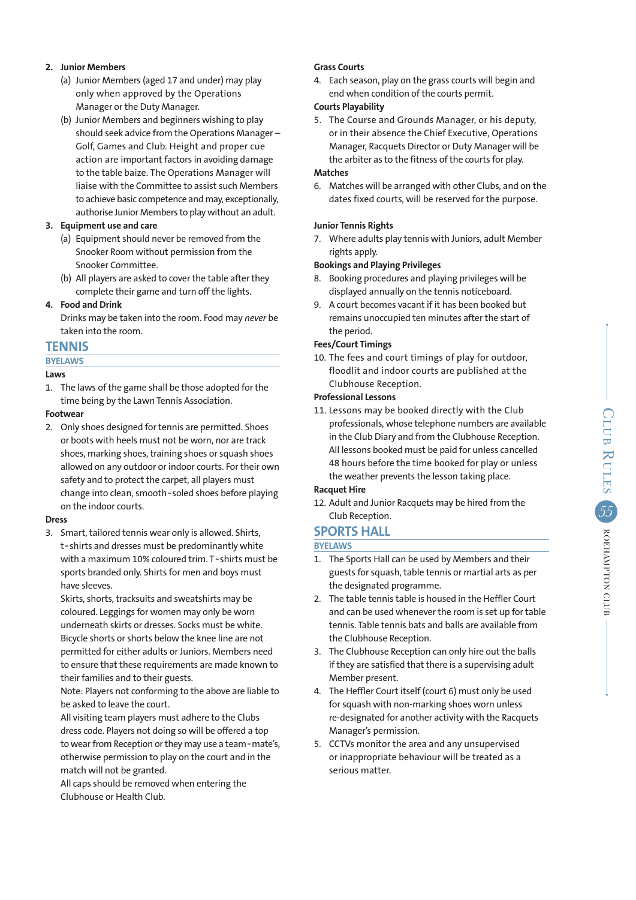2. **Junior Members**
   (a) Junior Members (aged 17 and under) may play only when approved by the Operations Manager or the Duty Manager.
   (b) Junior Members and beginners wishing to play should seek advice from the Operations Manager – Golf, Games and Club. Height and proper cue action are important factors in avoiding damage to the table baize. The Operations Manager will liaise with the Committee to assist such Members to achieve basic competence and may, exceptionally, authorise Junior Members to play without an adult.
3. **Equipment use and care**
   (a) Equipment should never be removed from the Snooker Room without permission from the Snooker Committee.
   (b) All players are asked to cover the table after they complete their game and turn off the lights.
4. **Food and Drink**
   Drinks may be taken into the room. Food may *never* be taken into the room.

## TENNIS

### BYELAWS

**Laws**

1. The laws of the game shall be those adopted for the time being by the Lawn Tennis Association.

**Footwear**

2. Only shoes designed for tennis are permitted. Shoes or boots with heels must not be worn, nor are track shoes, marking shoes, training shoes or squash shoes allowed on any outdoor or indoor courts. For their own safety and to protect the carpet, all players must change into clean, smooth-soled shoes before playing on the indoor courts.

**Dress**

3. Smart, tailored tennis wear only is allowed. Shirts, t-shirts and dresses must be predominantly white with a maximum 10% coloured trim. T-shirts must be sports branded only. Shirts for men and boys must have sleeves.
   Skirts, shorts, tracksuits and sweatshirts may be coloured. Leggings for women may only be worn underneath skirts or dresses. Socks must be white. Bicycle shorts or shorts below the knee line are not permitted for either adults or Juniors. Members need to ensure that these requirements are made known to their families and to their guests.
   Note: Players not conforming to the above are liable to be asked to leave the court.
   All visiting team players must adhere to the Clubs dress code. Players not doing so will be offered a top to wear from Reception or they may use a team-mate's, otherwise permission to play on the court and in the match will not be granted.
   All caps should be removed when entering the Clubhouse or Health Club.

**Grass Courts**

4. Each season, play on the grass courts will begin and end when condition of the courts permit.

**Courts Playability**

5. The Course and Grounds Manager, or his deputy, or in their absence the Chief Executive, Operations Manager, Racquets Director or Duty Manager will be the arbiter as to the fitness of the courts for play.

**Matches**

6. Matches will be arranged with other Clubs, and on the dates fixed courts, will be reserved for the purpose.

**Junior Tennis Rights**

7. Where adults play tennis with Juniors, adult Member rights apply.

**Bookings and Playing Privileges**

8. Booking procedures and playing privileges will be displayed annually on the tennis noticeboard.
9. A court becomes vacant if it has been booked but remains unoccupied ten minutes after the start of the period.

**Fees/Court Timings**

10. The fees and court timings of play for outdoor, floodlit and indoor courts are published at the Clubhouse Reception.

**Professional Lessons**

11. Lessons may be booked directly with the Club professionals, whose telephone numbers are available in the Club Diary and from the Clubhouse Reception. All lessons booked must be paid for unless cancelled 48 hours before the time booked for play or unless the weather prevents the lesson taking place.

**Racquet Hire**

12. Adult and Junior Racquets may be hired from the Club Reception.

## SPORTS HALL

### BYELAWS

1. The Sports Hall can be used by Members and their guests for squash, table tennis or martial arts as per the designated programme.
2. The table tennis table is housed in the Heffler Court and can be used whenever the room is set up for table tennis. Table tennis bats and balls are available from the Clubhouse Reception.
3. The Clubhouse Reception can only hire out the balls if they are satisfied that there is a supervising adult Member present.
4. The Heffler Court itself (court 6) must only be used for squash with non-marking shoes worn unless re-designated for another activity with the Racquets Manager's permission.
5. CCTVs monitor the area and any unsupervised or inappropriate behaviour will be treated as a serious matter.